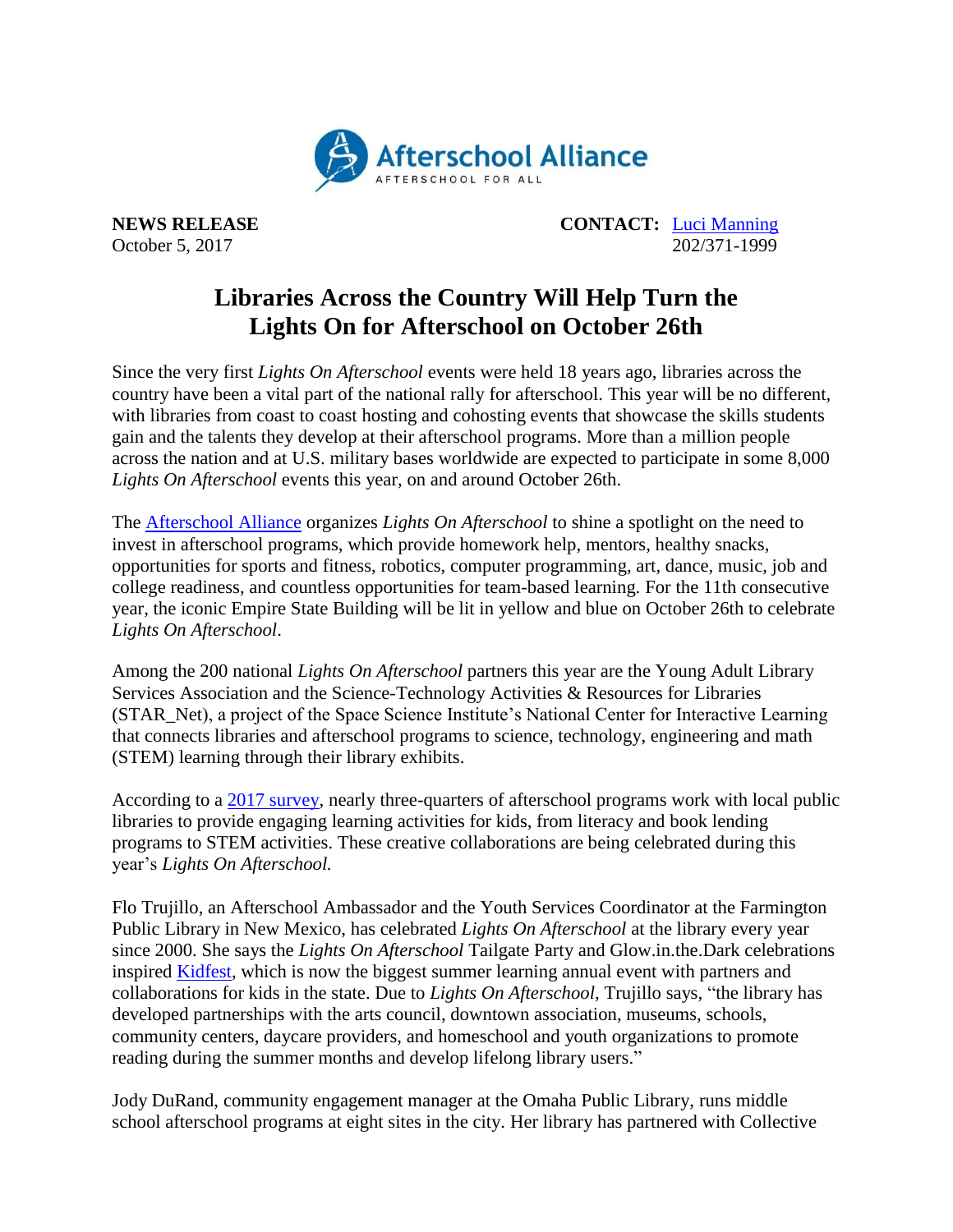Afterschool Alliance
AFTERSCHOOL FOR ALL

**NEWS RELEASE** **CONTACT:** [Luci Manning]
October 5, 2017 202/371-1999

# Libraries Across the Country Will Help Turn the Lights On for Afterschool on October 26th

Since the very first *Lights On Afterschool* events were held 18 years ago, libraries across the country have been a vital part of the national rally for afterschool. This year will be no different, with libraries from coast to coast hosting and cohosting events that showcase the skills students gain and the talents they develop at their afterschool programs. More than a million people across the nation and at U.S. military bases worldwide are expected to participate in some 8,000 *Lights On Afterschool* events this year, on and around October 26th.

The Afterschool Alliance organizes *Lights On Afterschool* to shine a spotlight on the need to invest in afterschool programs, which provide homework help, mentors, healthy snacks, opportunities for sports and fitness, robotics, computer programming, art, dance, music, job and college readiness, and countless opportunities for team-based learning. For the 11th consecutive year, the iconic Empire State Building will be lit in yellow and blue on October 26th to celebrate *Lights On Afterschool*.

Among the 200 national *Lights On Afterschool* partners this year are the Young Adult Library Services Association and the Science-Technology Activities & Resources for Libraries (STAR_Net), a project of the Space Science Institute's National Center for Interactive Learning that connects libraries and afterschool programs to science, technology, engineering and math (STEM) learning through their library exhibits.

According to a 2017 survey, nearly three-quarters of afterschool programs work with local public libraries to provide engaging learning activities for kids, from literacy and book lending programs to STEM activities. These creative collaborations are being celebrated during this year's *Lights On Afterschool.*

Flo Trujillo, an Afterschool Ambassador and the Youth Services Coordinator at the Farmington Public Library in New Mexico, has celebrated *Lights On Afterschool* at the library every year since 2000. She says the *Lights On Afterschool* Tailgate Party and Glow.in.the.Dark celebrations inspired Kidfest, which is now the biggest summer learning annual event with partners and collaborations for kids in the state. Due to *Lights On Afterschool*, Trujillo says, "the library has developed partnerships with the arts council, downtown association, museums, schools, community centers, daycare providers, and homeschool and youth organizations to promote reading during the summer months and develop lifelong library users."

Jody DuRand, community engagement manager at the Omaha Public Library, runs middle school afterschool programs at eight sites in the city. Her library has partnered with Collective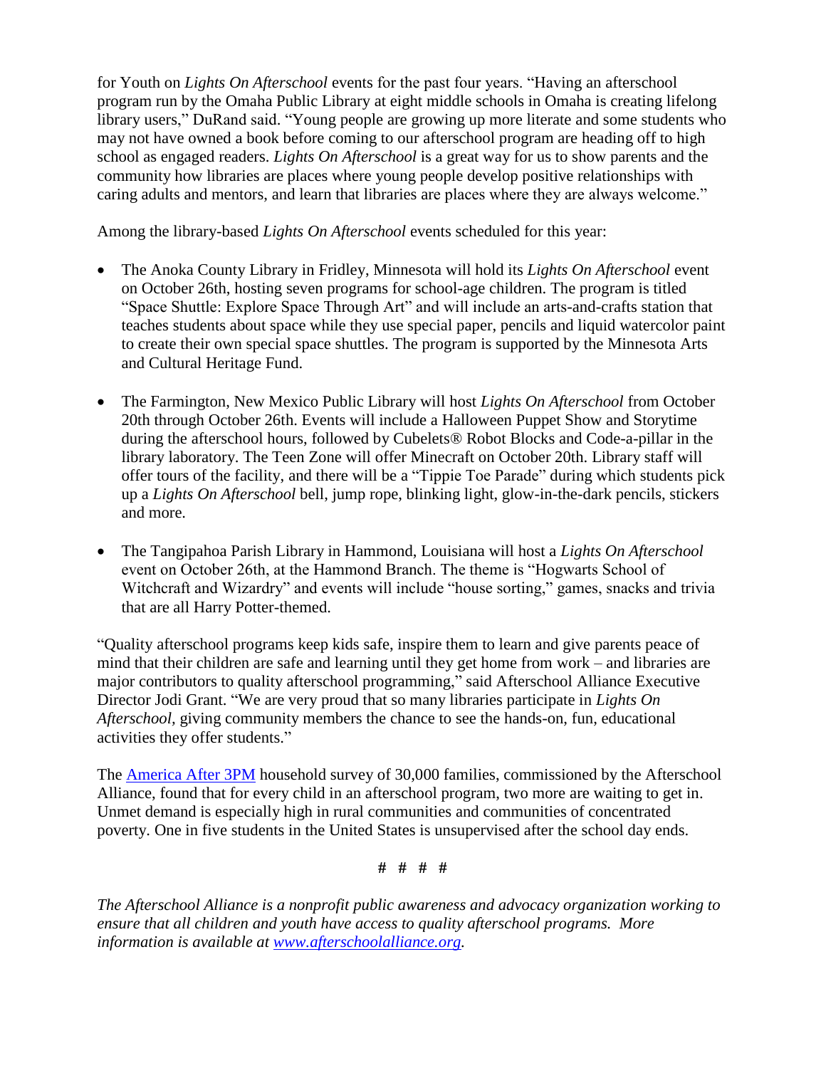for Youth on *Lights On Afterschool* events for the past four years. "Having an afterschool program run by the Omaha Public Library at eight middle schools in Omaha is creating lifelong library users," DuRand said. "Young people are growing up more literate and some students who may not have owned a book before coming to our afterschool program are heading off to high school as engaged readers. *Lights On Afterschool* is a great way for us to show parents and the community how libraries are places where young people develop positive relationships with caring adults and mentors, and learn that libraries are places where they are always welcome."

Among the library-based *Lights On Afterschool* events scheduled for this year:

- The Anoka County Library in Fridley, Minnesota will hold its *Lights On Afterschool* event on October 26th, hosting seven programs for school-age children. The program is titled "Space Shuttle: Explore Space Through Art" and will include an arts-and-crafts station that teaches students about space while they use special paper, pencils and liquid watercolor paint to create their own special space shuttles. The program is supported by the Minnesota Arts and Cultural Heritage Fund.

- The Farmington, New Mexico Public Library will host *Lights On Afterschool* from October 20th through October 26th. Events will include a Halloween Puppet Show and Storytime during the afterschool hours, followed by Cubelets® Robot Blocks and Code-a-pillar in the library laboratory. The Teen Zone will offer Minecraft on October 20th. Library staff will offer tours of the facility, and there will be a "Tippie Toe Parade" during which students pick up a *Lights On Afterschool* bell, jump rope, blinking light, glow-in-the-dark pencils, stickers and more.

- The Tangipahoa Parish Library in Hammond, Louisiana will host a *Lights On Afterschool* event on October 26th, at the Hammond Branch. The theme is "Hogwarts School of Witchcraft and Wizardry" and events will include "house sorting," games, snacks and trivia that are all Harry Potter-themed.

"Quality afterschool programs keep kids safe, inspire them to learn and give parents peace of mind that their children are safe and learning until they get home from work – and libraries are major contributors to quality afterschool programming," said Afterschool Alliance Executive Director Jodi Grant. "We are very proud that so many libraries participate in *Lights On Afterschool,* giving community members the chance to see the hands-on, fun, educational activities they offer students."

The America After 3PM household survey of 30,000 families, commissioned by the Afterschool Alliance, found that for every child in an afterschool program, two more are waiting to get in. Unmet demand is especially high in rural communities and communities of concentrated poverty. One in five students in the United States is unsupervised after the school day ends.

**# # # #**

*The Afterschool Alliance is a nonprofit public awareness and advocacy organization working to ensure that all children and youth have access to quality afterschool programs. More information is available at www.afterschoolalliance.org.*